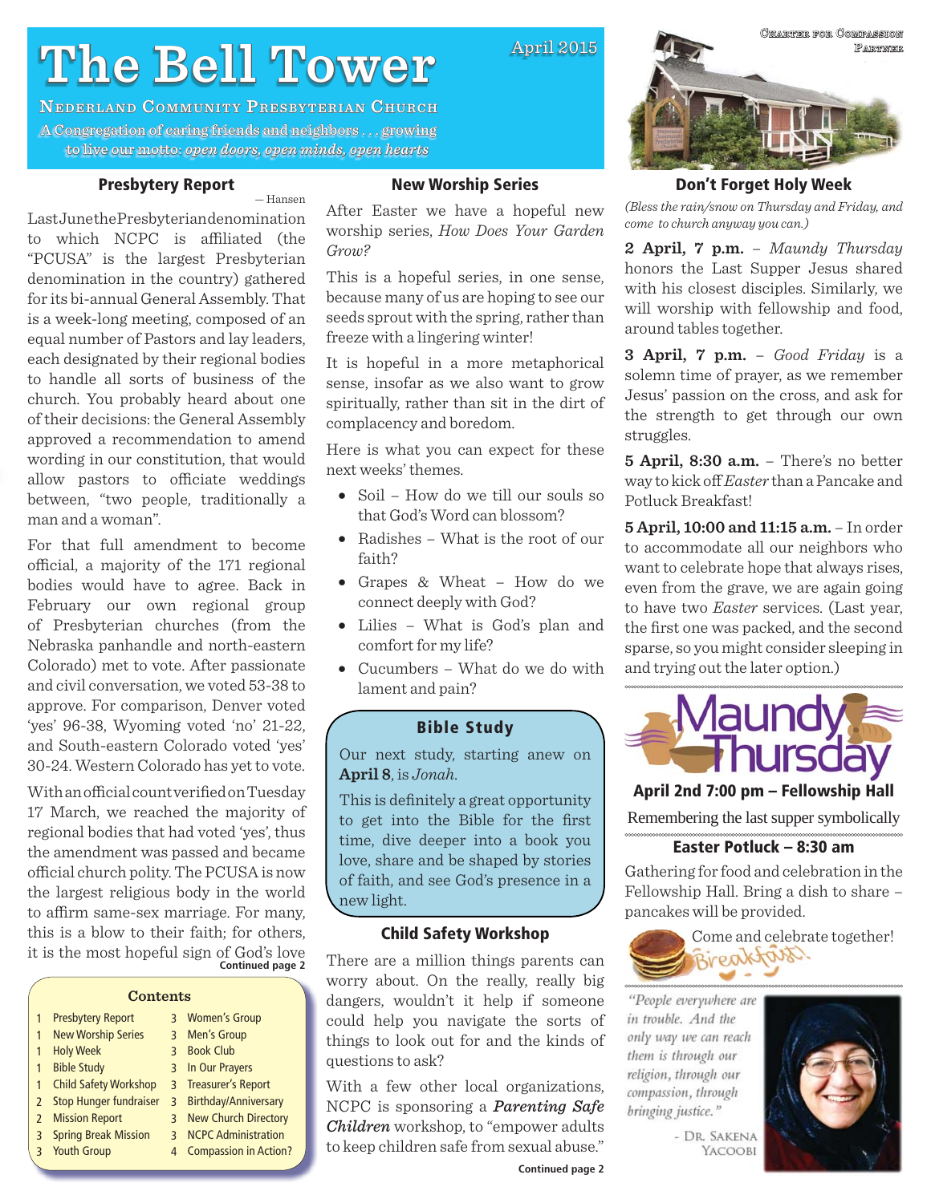# The Bell Tower

April 2015

**Nederland Community Presbyterian Church**

A Congregation of caring friends and neighbors . . . growing to live our motto: *open doors, open minds, open hearts*

Charter for Compassion Partner

## Presbytery Report

— Hansen

Last June the Presbyterian denomination to which NCPC is affiliated (the "PCUSA" is the largest Presbyterian denomination in the country) gathered for its bi-annual General Assembly. That is a week-long meeting, composed of an equal number of Pastors and lay leaders, each designated by their regional bodies to handle all sorts of business of the church. You probably heard about one of their decisions: the General Assembly approved a recommendation to amend wording in our constitution, that would allow pastors to officiate weddings between, "two people, traditionally a man and a woman".

For that full amendment to become official, a majority of the 171 regional bodies would have to agree. Back in February our own regional group of Presbyterian churches (from the Nebraska panhandle and north-eastern Colorado) met to vote. After passionate and civil conversation, we voted 53-38 to approve. For comparison, Denver voted 'yes' 96-38, Wyoming voted 'no' 21-22, and South-eastern Colorado voted 'yes' 30-24. Western Colorado has yet to vote.

With an official count verified on Tuesday 17 March, we reached the majority of regional bodies that had voted 'yes', thus the amendment was passed and became official church polity. The PCUSA is now the largest religious body in the world to affirm same-sex marriage. For many, this is a blow to their faith; for others, it is the most hopeful sign of God's love

**Continued page 2**

### Contents

| | | | |
|---|---|---|---|
| 1 | Presbytery Report | 3 | Women's Group |
| 1 | New Worship Series | 3 | Men's Group |
| 1 | Holy Week | 3 | Book Club |
| 1 | Bible Study | 3 | In Our Prayers |
| 1 | Child Safety Workshop | 3 | Treasurer's Report |
| 2 | Stop Hunger fundraiser | 3 | Birthday/Anniversary |
| 2 | Mission Report | 3 | New Church Directory |
| 3 | Spring Break Mission | 3 | NCPC Administration |
| 3 | Youth Group | 4 | Compassion in Action? |

## New Worship Series

After Easter we have a hopeful new worship series, *How Does Your Garden Grow?*

This is a hopeful series, in one sense, because many of us are hoping to see our seeds sprout with the spring, rather than freeze with a lingering winter!

It is hopeful in a more metaphorical sense, insofar as we also want to grow spiritually, rather than sit in the dirt of complacency and boredom.

Here is what you can expect for these next weeks' themes.

- Soil – How do we till our souls so that God's Word can blossom?
- Radishes – What is the root of our faith?
- Grapes & Wheat – How do we connect deeply with God?
- Lilies – What is God's plan and comfort for my life?
- Cucumbers – What do we do with lament and pain?

## Bible Study

Our next study, starting anew on **April 8**, is *Jonah*.

This is definitely a great opportunity to get into the Bible for the first time, dive deeper into a book you love, share and be shaped by stories of faith, and see God's presence in a new light.

## Child Safety Workshop

There are a million things parents can worry about. On the really, really big dangers, wouldn't it help if someone could help you navigate the sorts of things to look out for and the kinds of questions to ask?

With a few other local organizations, NCPC is sponsoring a ***Parenting Safe Children*** workshop, to "empower adults to keep children safe from sexual abuse."

**Continued page 2**

## Don't Forget Holy Week

*(Bless the rain/snow on Thursday and Friday, and come to church anyway you can.)*

**2 April, 7 p.m.** – *Maundy Thursday* honors the Last Supper Jesus shared with his closest disciples. Similarly, we will worship with fellowship and food, around tables together.

**3 April, 7 p.m.** – *Good Friday* is a solemn time of prayer, as we remember Jesus' passion on the cross, and ask for the strength to get through our own struggles.

**5 April, 8:30 a.m.** – There's no better way to kick off *Easter* than a Pancake and Potluck Breakfast!

**5 April, 10:00 and 11:15 a.m.** – In order to accommodate all our neighbors who want to celebrate hope that always rises, even from the grave, we are again going to have two *Easter* services. (Last year, the first one was packed, and the second sparse, so you might consider sleeping in and trying out the later option.)

### Maundy Thursday

**April 2nd 7:00 pm – Fellowship Hall**

Remembering the last supper symbolically

### Easter Potluck – 8:30 am

Gathering for food and celebration in the Fellowship Hall. Bring a dish to share – pancakes will be provided.

Come and celebrate together! Breakfast!

*"People everywhere are in trouble. And the only way we can reach them is through our religion, through our compassion, through bringing justice."*

- Dr. Sakena Yacoobi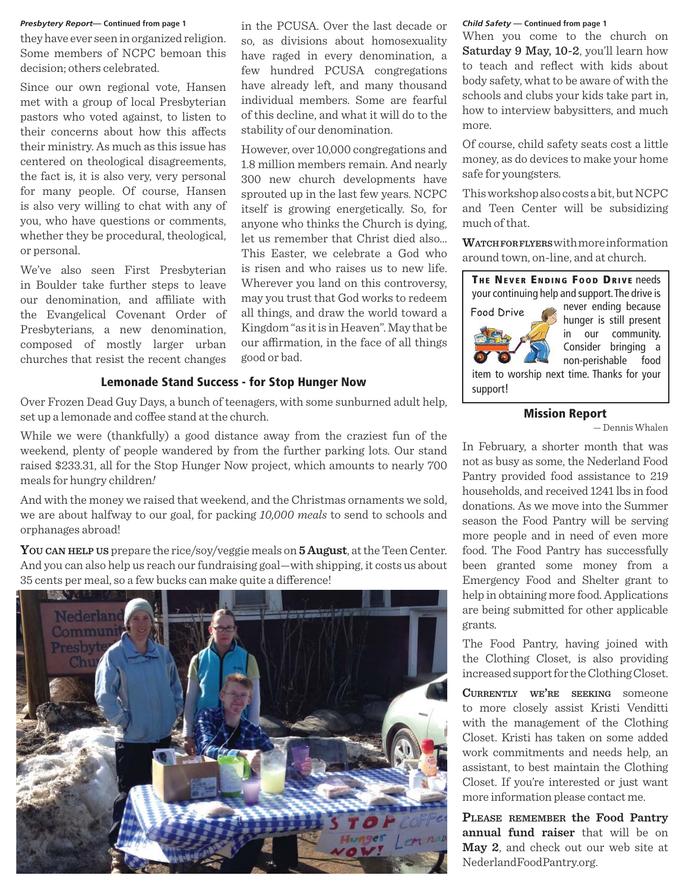*Presbytery Report*— Continued from page 1

they have ever seen in organized religion. Some members of NCPC bemoan this decision; others celebrated.

Since our own regional vote, Hansen met with a group of local Presbyterian pastors who voted against, to listen to their concerns about how this affects their ministry. As much as this issue has centered on theological disagreements, the fact is, it is also very, very personal for many people. Of course, Hansen is also very willing to chat with any of you, who have questions or comments, whether they be procedural, theological, or personal.

We've also seen First Presbyterian in Boulder take further steps to leave our denomination, and affiliate with the Evangelical Covenant Order of Presbyterians, a new denomination, composed of mostly larger urban churches that resist the recent changes in the PCUSA. Over the last decade or so, as divisions about homosexuality have raged in every denomination, a few hundred PCUSA congregations have already left, and many thousand individual members. Some are fearful of this decline, and what it will do to the stability of our denomination.

However, over 10,000 congregations and 1.8 million members remain. And nearly 300 new church developments have sprouted up in the last few years. NCPC itself is growing energetically. So, for anyone who thinks the Church is dying, let us remember that Christ died also... This Easter, we celebrate a God who is risen and who raises us to new life. Wherever you land on this controversy, may you trust that God works to redeem all things, and draw the world toward a Kingdom "as it is in Heaven". May that be our affirmation, in the face of all things good or bad.

## Lemonade Stand Success - for Stop Hunger Now

Over Frozen Dead Guy Days, a bunch of teenagers, with some sunburned adult help, set up a lemonade and coffee stand at the church.

While we were (thankfully) a good distance away from the craziest fun of the weekend, plenty of people wandered by from the further parking lots. Our stand raised $233.31, all for the Stop Hunger Now project, which amounts to nearly 700 meals for hungry children!

And with the money we raised that weekend, and the Christmas ornaments we sold, we are about halfway to our goal, for packing *10,000 meals* to send to schools and orphanages abroad!

**You can help us** prepare the rice/soy/veggie meals on **5 August**, at the Teen Center. And you can also help us reach our fundraising goal—with shipping, it costs us about 35 cents per meal, so a few bucks can make quite a difference!

*Child Safety* — Continued from page 1

When you come to the church on **Saturday 9 May, 10-2**, you'll learn how to teach and reflect with kids about body safety, what to be aware of with the schools and clubs your kids take part in, how to interview babysitters, and much more.

Of course, child safety seats cost a little money, as do devices to make your home safe for youngsters.

This workshop also costs a bit, but NCPC and Teen Center will be subsidizing much of that.

**Watch for flyers** with more information around town, on-line, and at church.

**The Never Ending Food Drive** needs your continuing help and support. The drive is never ending because hunger is still present in our community. Consider bringing a non-perishable food item to worship next time. Thanks for your support!

## Mission Report

— Dennis Whalen

In February, a shorter month that was not as busy as some, the Nederland Food Pantry provided food assistance to 219 households, and received 1241 lbs in food donations. As we move into the Summer season the Food Pantry will be serving more people and in need of even more food. The Food Pantry has successfully been granted some money from a Emergency Food and Shelter grant to help in obtaining more food. Applications are being submitted for other applicable grants.

The Food Pantry, having joined with the Clothing Closet, is also providing increased support for the Clothing Closet.

**Currently we're seeking** someone to more closely assist Kristi Venditti with the management of the Clothing Closet. Kristi has taken on some added work commitments and needs help, an assistant, to best maintain the Clothing Closet. If you're interested or just want more information please contact me.

**Please remember the Food Pantry annual fund raiser** that will be on **May 2**, and check out our web site at NederlandFoodPantry.org.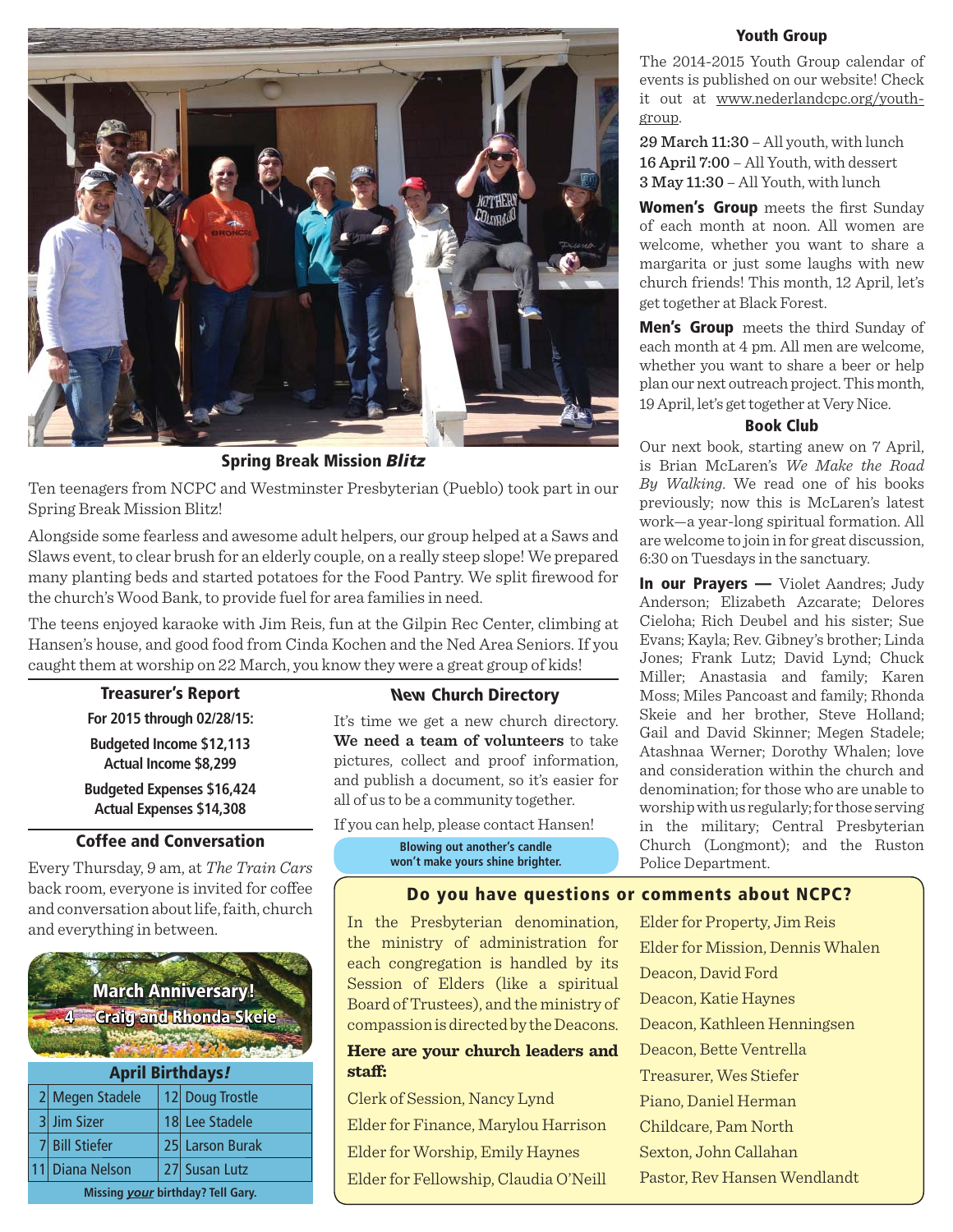## Spring Break Mission *Blitz*

Ten teenagers from NCPC and Westminster Presbyterian (Pueblo) took part in our Spring Break Mission Blitz!

Alongside some fearless and awesome adult helpers, our group helped at a Saws and Slaws event, to clear brush for an elderly couple, on a really steep slope! We prepared many planting beds and started potatoes for the Food Pantry. We split firewood for the church's Wood Bank, to provide fuel for area families in need.

The teens enjoyed karaoke with Jim Reis, fun at the Gilpin Rec Center, climbing at Hansen's house, and good food from Cinda Kochen and the Ned Area Seniors. If you caught them at worship on 22 March, you know they were a great group of kids!

### Treasurer's Report

**For 2015 through 02/28/15:**

**Budgeted Income $12,113**
**Actual Income $8,299**

**Budgeted Expenses $16,424**
**Actual Expenses $14,308**

### Coffee and Conversation

Every Thursday, 9 am, at *The Train Cars* back room, everyone is invited for coffee and conversation about life, faith, church and everything in between.

### New Church Directory

It's time we get a new church directory. **We need a team of volunteers** to take pictures, collect and proof information, and publish a document, so it's easier for all of us to be a community together.

If you can help, please contact Hansen!

**Blowing out another's candle won't make yours shine brighter.**

### March Anniversary!

4 Craig and Rhonda Skeie

### April Birthdays!

| | | | |
|---|---|---|---|
| 2 | Megen Stadele | 12 | Doug Trostle |
| 3 | Jim Sizer | 18 | Lee Stadele |
| 7 | Bill Stiefer | 25 | Larson Burak |
| 11 | Diana Nelson | 27 | Susan Lutz |

**Missing *your* birthday? Tell Gary.**

### Youth Group

The 2014-2015 Youth Group calendar of events is published on our website! Check it out at www.nederlandcpc.org/youth-group.

**29 March 11:30** – All youth, with lunch
**16 April 7:00** – All Youth, with dessert
**3 May 11:30** – All Youth, with lunch

**Women's Group** meets the first Sunday of each month at noon. All women are welcome, whether you want to share a margarita or just some laughs with new church friends! This month, 12 April, let's get together at Black Forest.

**Men's Group** meets the third Sunday of each month at 4 pm. All men are welcome, whether you want to share a beer or help plan our next outreach project. This month, 19 April, let's get together at Very Nice.

### Book Club

Our next book, starting anew on 7 April, is Brian McLaren's *We Make the Road By Walking*. We read one of his books previously; now this is McLaren's latest work—a year-long spiritual formation. All are welcome to join in for great discussion, 6:30 on Tuesdays in the sanctuary.

**In our Prayers —** Violet Aandres; Judy Anderson; Elizabeth Azcarate; Delores Cieloha; Rich Deubel and his sister; Sue Evans; Kayla; Rev. Gibney's brother; Linda Jones; Frank Lutz; David Lynd; Chuck Miller; Anastasia and family; Karen Moss; Miles Pancoast and family; Rhonda Skeie and her brother, Steve Holland; Gail and David Skinner; Megen Stadele; Atashnaa Werner; Dorothy Whalen; love and consideration within the church and denomination; for those who are unable to worship with us regularly; for those serving in the military; Central Presbyterian Church (Longmont); and the Ruston Police Department.

### Do you have questions or comments about NCPC?

In the Presbyterian denomination, the ministry of administration for each congregation is handled by its Session of Elders (like a spiritual Board of Trustees), and the ministry of compassion is directed by the Deacons.

**Here are your church leaders and staff:**

Clerk of Session, Nancy Lynd
Elder for Finance, Marylou Harrison
Elder for Worship, Emily Haynes
Elder for Fellowship, Claudia O'Neill
Elder for Property, Jim Reis
Elder for Mission, Dennis Whalen
Deacon, David Ford
Deacon, Katie Haynes
Deacon, Kathleen Henningsen
Deacon, Bette Ventrella
Treasurer, Wes Stiefer
Piano, Daniel Herman
Childcare, Pam North
Sexton, John Callahan
Pastor, Rev Hansen Wendlandt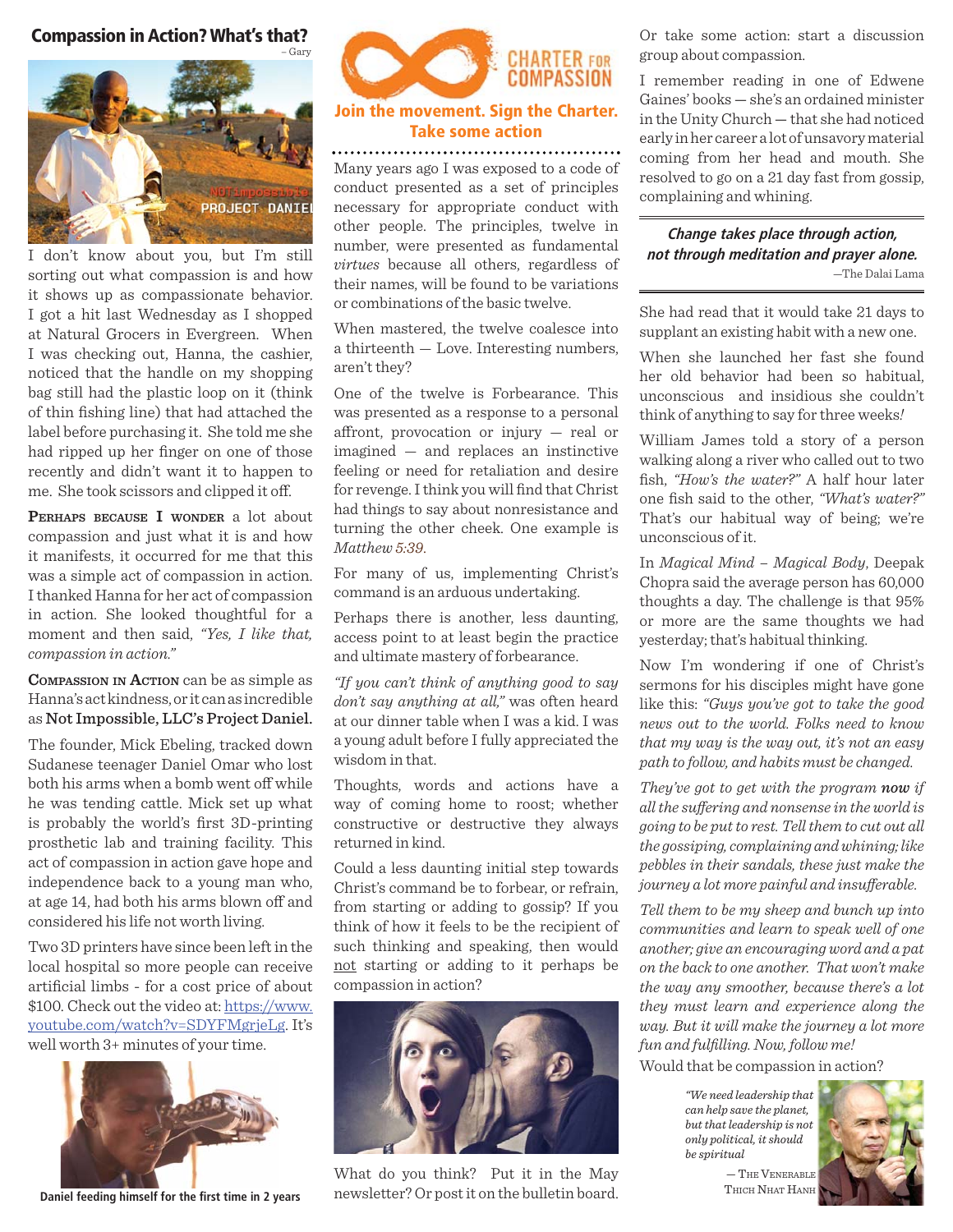## Compassion in Action? What's that?

– Gary

I don't know about you, but I'm still sorting out what compassion is and how it shows up as compassionate behavior. I got a hit last Wednesday as I shopped at Natural Grocers in Evergreen. When I was checking out, Hanna, the cashier, noticed that the handle on my shopping bag still had the plastic loop on it (think of thin fishing line) that had attached the label before purchasing it. She told me she had ripped up her finger on one of those recently and didn't want it to happen to me. She took scissors and clipped it off.

**Perhaps because I wonder** a lot about compassion and just what it is and how it manifests, it occurred for me that this was a simple act of compassion in action. I thanked Hanna for her act of compassion in action. She looked thoughtful for a moment and then said, *"Yes, I like that, compassion in action."*

**Compassion in Action** can be as simple as Hanna's act kindness, or it can as incredible as **Not Impossible, LLC's Project Daniel.**

The founder, Mick Ebeling, tracked down Sudanese teenager Daniel Omar who lost both his arms when a bomb went off while he was tending cattle. Mick set up what is probably the world's first 3D-printing prosthetic lab and training facility. This act of compassion in action gave hope and independence back to a young man who, at age 14, had both his arms blown off and considered his life not worth living.

Two 3D printers have since been left in the local hospital so more people can receive artificial limbs - for a cost price of about $100. Check out the video at: https://www.youtube.com/watch?v=SDYFMgrjeLg. It's well worth 3+ minutes of your time.

Daniel feeding himself for the first time in 2 years

**Charter for Compassion**

**Join the movement. Sign the Charter. Take some action**

Many years ago I was exposed to a code of conduct presented as a set of principles necessary for appropriate conduct with other people. The principles, twelve in number, were presented as fundamental *virtues* because all others, regardless of their names, will be found to be variations or combinations of the basic twelve.

When mastered, the twelve coalesce into a thirteenth — Love. Interesting numbers, aren't they?

One of the twelve is Forbearance. This was presented as a response to a personal affront, provocation or injury — real or imagined — and replaces an instinctive feeling or need for retaliation and desire for revenge. I think you will find that Christ had things to say about nonresistance and turning the other cheek. One example is *Matthew 5:39*.

For many of us, implementing Christ's command is an arduous undertaking.

Perhaps there is another, less daunting, access point to at least begin the practice and ultimate mastery of forbearance.

*"If you can't think of anything good to say don't say anything at all,"* was often heard at our dinner table when I was a kid. I was a young adult before I fully appreciated the wisdom in that.

Thoughts, words and actions have a way of coming home to roost; whether constructive or destructive they always returned in kind.

Could a less daunting initial step towards Christ's command be to forbear, or refrain, from starting or adding to gossip? If you think of how it feels to be the recipient of such thinking and speaking, then would not starting or adding to it perhaps be compassion in action?

What do you think? Put it in the May newsletter? Or post it on the bulletin board.

Or take some action: start a discussion group about compassion.

I remember reading in one of Edwene Gaines' books — she's an ordained minister in the Unity Church — that she had noticed early in her career a lot of unsavory material coming from her head and mouth. She resolved to go on a 21 day fast from gossip, complaining and whining.

> ***Change takes place through action, not through meditation and prayer alone.***
>
> —The Dalai Lama

She had read that it would take 21 days to supplant an existing habit with a new one.

When she launched her fast she found her old behavior had been so habitual, unconscious and insidious she couldn't think of anything to say for three weeks*!*

William James told a story of a person walking along a river who called out to two fish, *"How's the water?"* A half hour later one fish said to the other, *"What's water?"* That's our habitual way of being; we're unconscious of it.

In *Magical Mind – Magical Body*, Deepak Chopra said the average person has 60,000 thoughts a day. The challenge is that 95% or more are the same thoughts we had yesterday; that's habitual thinking.

Now I'm wondering if one of Christ's sermons for his disciples might have gone like this: *"Guys you've got to take the good news out to the world. Folks need to know that my way is the way out, it's not an easy path to follow, and habits must be changed.*

*They've got to get with the program **now** if all the suffering and nonsense in the world is going to be put to rest. Tell them to cut out all the gossiping, complaining and whining; like pebbles in their sandals, these just make the journey a lot more painful and insufferable.*

*Tell them to be my sheep and bunch up into communities and learn to speak well of one another; give an encouraging word and a pat on the back to one another. That won't make the way any smoother, because there's a lot they must learn and experience along the way. But it will make the journey a lot more fun and fulfilling. Now, follow me!*

Would that be compassion in action?

> *"We need leadership that can help save the planet, but that leadership is not only political, it should be spiritual*
>
> — The Venerable Thich Nhat Hanh